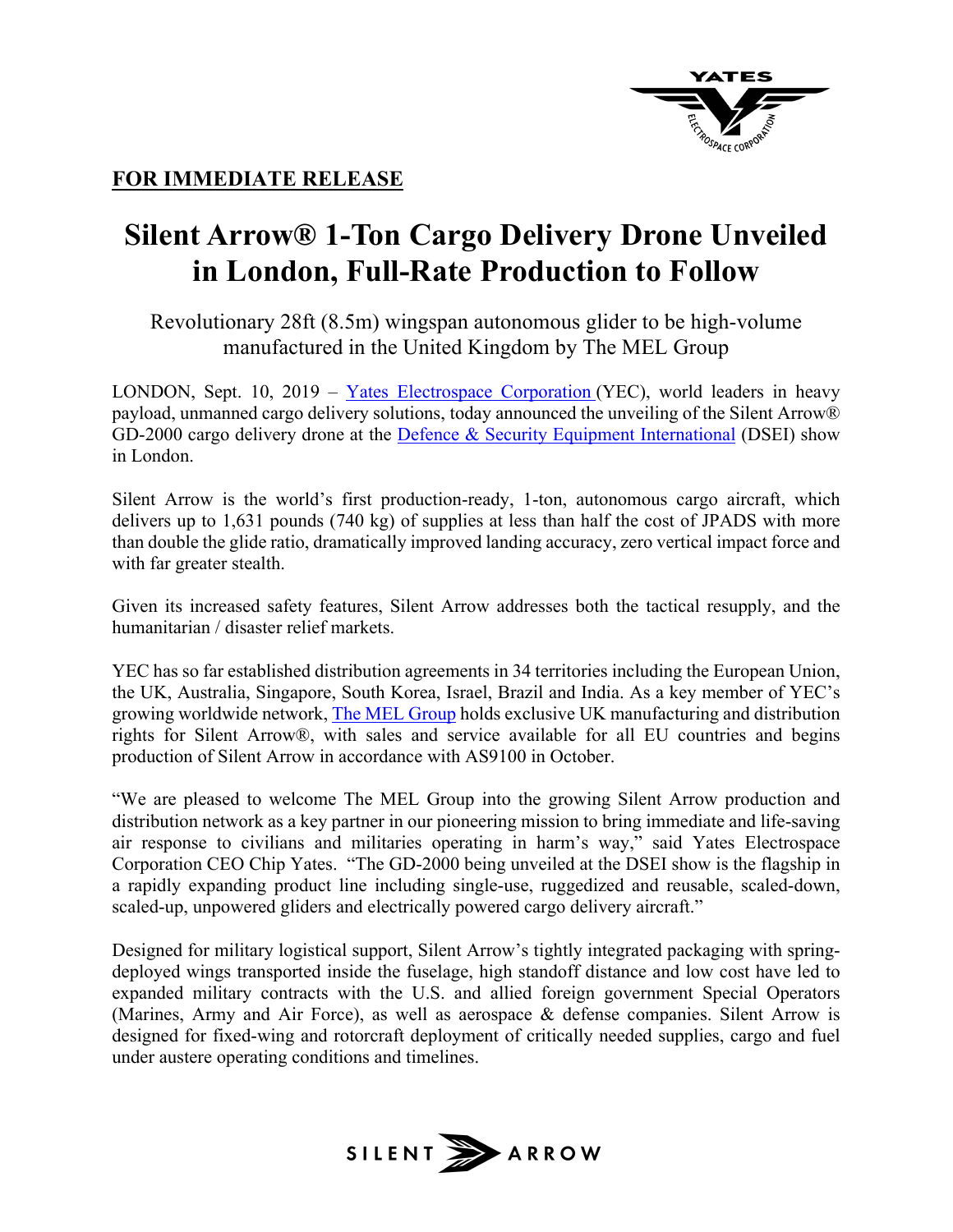**FOR IMMEDIATE RELEASE**

# Silent Arrow® 1-Ton Cargo Delivery Drone Unveiled in London, Full-Rate Production to Follow

Revolutionary 28ft (8.5m) wingspan autonomous glider to be high-volume manufactured in the United Kingdom by The MEL Group

LONDON, Sept. 10, 2019 – Yates Electrospace Corporation (YEC), world leaders in heavy payload, unmanned cargo delivery solutions, today announced the unveiling of the Silent Arrow® GD-2000 cargo delivery drone at the Defence & Security Equipment International (DSEI) show in London.

Silent Arrow is the world's first production-ready, 1-ton, autonomous cargo aircraft, which delivers up to 1,631 pounds (740 kg) of supplies at less than half the cost of JPADS with more than double the glide ratio, dramatically improved landing accuracy, zero vertical impact force and with far greater stealth.

Given its increased safety features, Silent Arrow addresses both the tactical resupply, and the humanitarian / disaster relief markets.

YEC has so far established distribution agreements in 34 territories including the European Union, the UK, Australia, Singapore, South Korea, Israel, Brazil and India. As a key member of YEC's growing worldwide network, The MEL Group holds exclusive UK manufacturing and distribution rights for Silent Arrow®, with sales and service available for all EU countries and begins production of Silent Arrow in accordance with AS9100 in October.

"We are pleased to welcome The MEL Group into the growing Silent Arrow production and distribution network as a key partner in our pioneering mission to bring immediate and life-saving air response to civilians and militaries operating in harm's way," said Yates Electrospace Corporation CEO Chip Yates. "The GD-2000 being unveiled at the DSEI show is the flagship in a rapidly expanding product line including single-use, ruggedized and reusable, scaled-down, scaled-up, unpowered gliders and electrically powered cargo delivery aircraft."

Designed for military logistical support, Silent Arrow's tightly integrated packaging with spring-deployed wings transported inside the fuselage, high standoff distance and low cost have led to expanded military contracts with the U.S. and allied foreign government Special Operators (Marines, Army and Air Force), as well as aerospace & defense companies. Silent Arrow is designed for fixed-wing and rotorcraft deployment of critically needed supplies, cargo and fuel under austere operating conditions and timelines.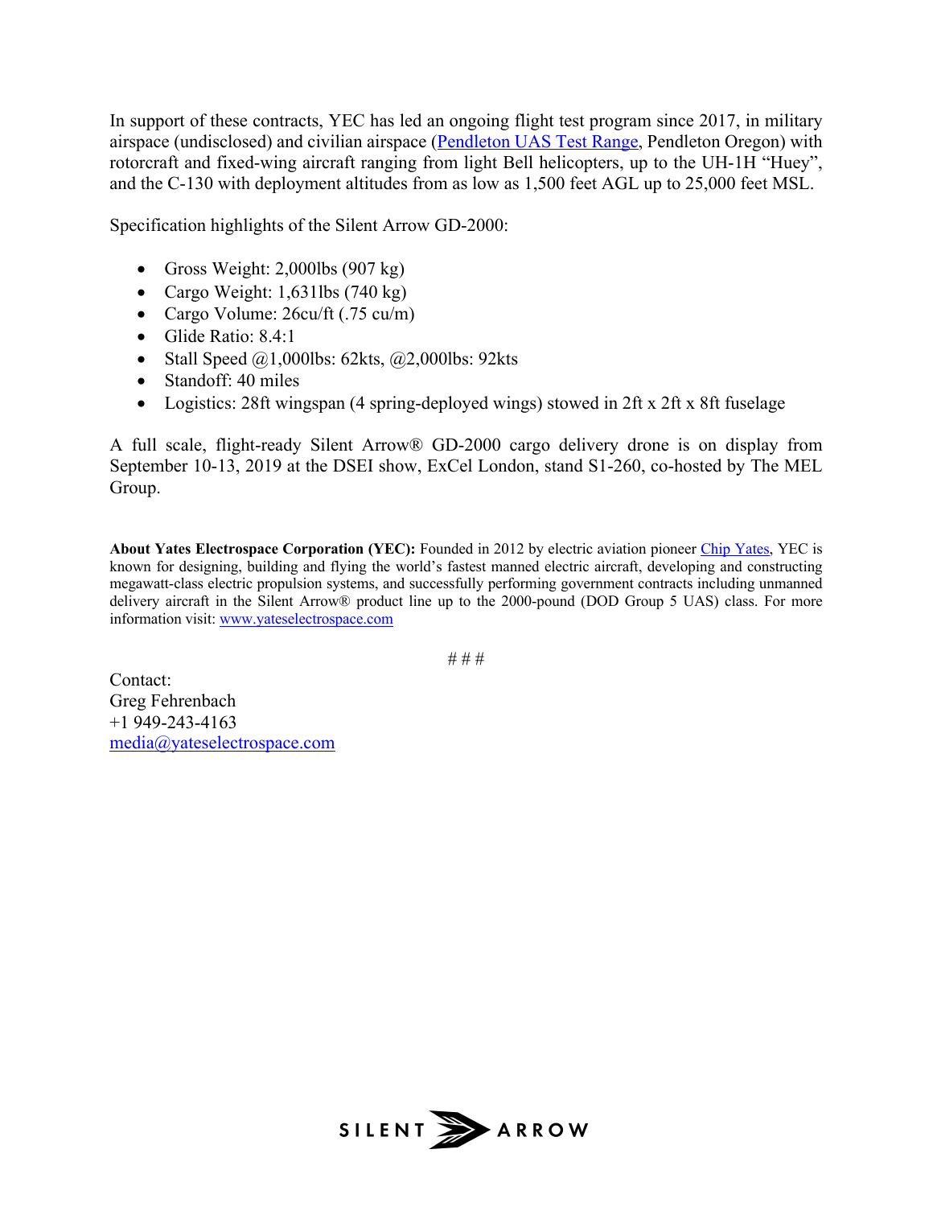In support of these contracts, YEC has led an ongoing flight test program since 2017, in military airspace (undisclosed) and civilian airspace (Pendleton UAS Test Range, Pendleton Oregon) with rotorcraft and fixed-wing aircraft ranging from light Bell helicopters, up to the UH-1H "Huey", and the C-130 with deployment altitudes from as low as 1,500 feet AGL up to 25,000 feet MSL.

Specification highlights of the Silent Arrow GD-2000:

- Gross Weight: 2,000lbs (907 kg)
- Cargo Weight: 1,631lbs (740 kg)
- Cargo Volume: 26cu/ft (.75 cu/m)
- Glide Ratio: 8.4:1
- Stall Speed @1,000lbs: 62kts, @2,000lbs: 92kts
- Standoff: 40 miles
- Logistics: 28ft wingspan (4 spring-deployed wings) stowed in 2ft x 2ft x 8ft fuselage

A full scale, flight-ready Silent Arrow® GD-2000 cargo delivery drone is on display from September 10-13, 2019 at the DSEI show, ExCel London, stand S1-260, co-hosted by The MEL Group.

**About Yates Electrospace Corporation (YEC):** Founded in 2012 by electric aviation pioneer Chip Yates, YEC is known for designing, building and flying the world's fastest manned electric aircraft, developing and constructing megawatt-class electric propulsion systems, and successfully performing government contracts including unmanned delivery aircraft in the Silent Arrow® product line up to the 2000-pound (DOD Group 5 UAS) class. For more information visit: www.yateselectrospace.com

# # #

Contact:
Greg Fehrenbach
+1 949-243-4163
media@yateselectrospace.com

SILENT ARROW